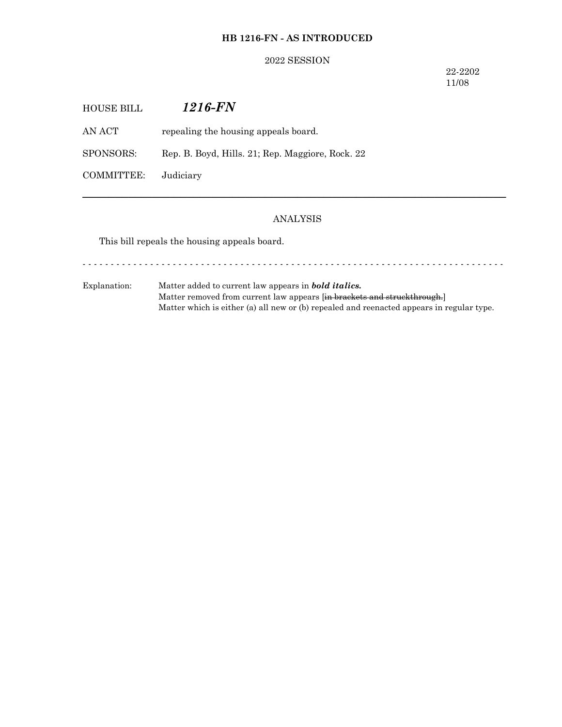**HB 1216-FN - AS INTRODUCED**

2022 SESSION

22-2202
11/08

HOUSE BILL ***1216-FN***

AN ACT repealing the housing appeals board.

SPONSORS: Rep. B. Boyd, Hills. 21; Rep. Maggiore, Rock. 22

COMMITTEE: Judiciary

---

ANALYSIS

This bill repeals the housing appeals board.

- - - - - - - - - - - - - - - - - - - - - - - - - - - - - - - - - - - - - - - - - - - - - - - - - - - - - - - - - - - - - - - - - - - - - - - - - -

Explanation: Matter added to current law appears in ***bold italics.***
Matter removed from current law appears [~~in brackets and struckthrough.~~]
Matter which is either (a) all new or (b) repealed and reenacted appears in regular type.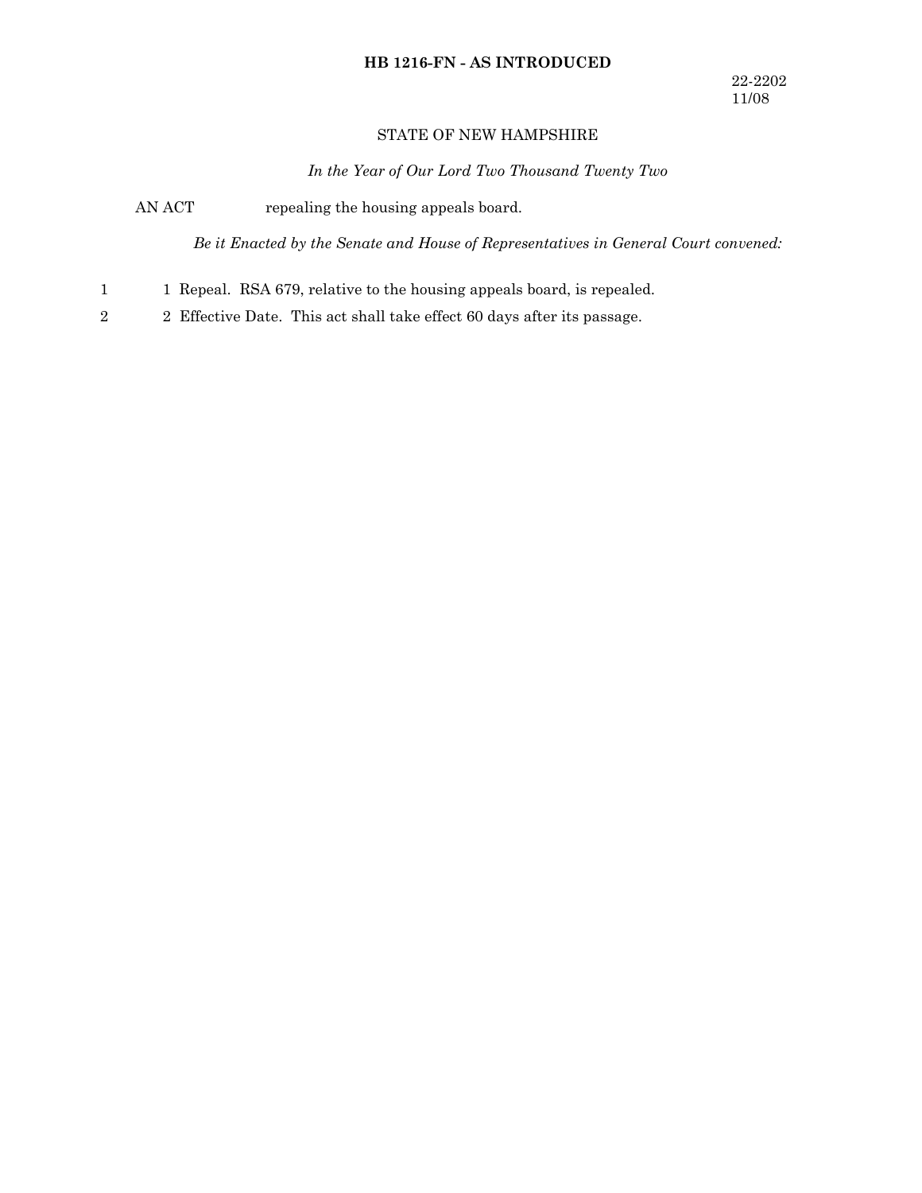**HB 1216-FN - AS INTRODUCED**

22-2202
11/08

STATE OF NEW HAMPSHIRE

*In the Year of Our Lord Two Thousand Twenty Two*

AN ACT repealing the housing appeals board.

*Be it Enacted by the Senate and House of Representatives in General Court convened:*

1 1 Repeal. RSA 679, relative to the housing appeals board, is repealed.

2 2 Effective Date. This act shall take effect 60 days after its passage.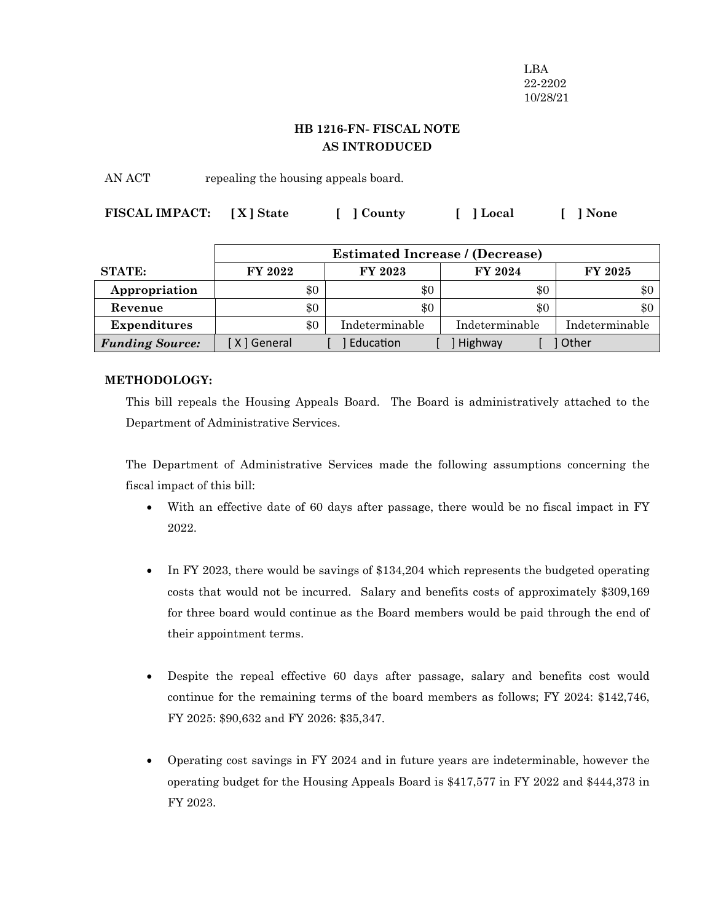LBA
22-2202
10/28/21

**HB 1216-FN- FISCAL NOTE**
**AS INTRODUCED**

AN ACT repealing the housing appeals board.

**FISCAL IMPACT:** **[ X ] State** **[ ] County** **[ ] Local** **[ ] None**

| | Estimated Increase / (Decrease) | | | |
|---|---|---|---|---|
| **STATE:** | **FY 2022** | **FY 2023** | **FY 2024** | **FY 2025** |
| **Appropriation** | $0 | $0 | $0 | $0 |
| **Revenue** | $0 | $0 | $0 | $0 |
| **Expenditures** | $0 | Indeterminable | Indeterminable | Indeterminable |
| ***Funding Source:*** | [ X ] General | [ ] Education | [ ] Highway | [ ] Other |

**METHODOLOGY:**

This bill repeals the Housing Appeals Board. The Board is administratively attached to the Department of Administrative Services.

The Department of Administrative Services made the following assumptions concerning the fiscal impact of this bill:

- With an effective date of 60 days after passage, there would be no fiscal impact in FY 2022.
- In FY 2023, there would be savings of $134,204 which represents the budgeted operating costs that would not be incurred. Salary and benefits costs of approximately $309,169 for three board would continue as the Board members would be paid through the end of their appointment terms.
- Despite the repeal effective 60 days after passage, salary and benefits cost would continue for the remaining terms of the board members as follows; FY 2024: $142,746, FY 2025: $90,632 and FY 2026: $35,347.
- Operating cost savings in FY 2024 and in future years are indeterminable, however the operating budget for the Housing Appeals Board is $417,577 in FY 2022 and $444,373 in FY 2023.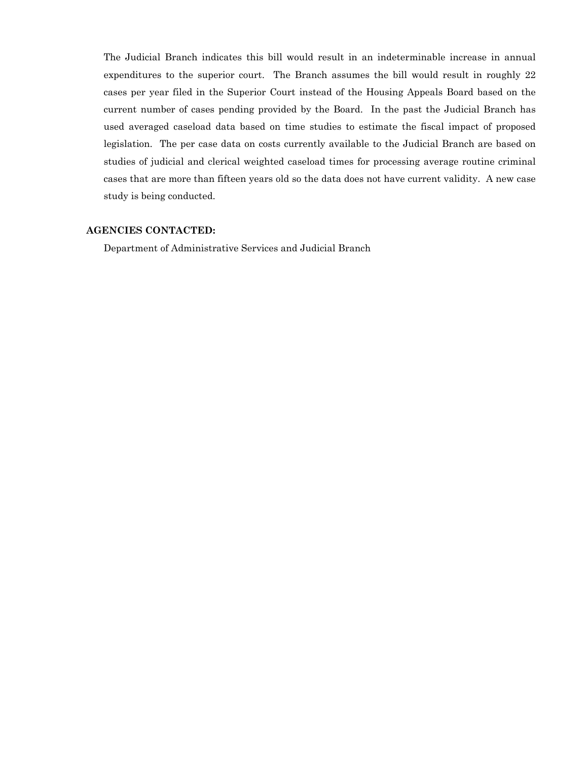The Judicial Branch indicates this bill would result in an indeterminable increase in annual expenditures to the superior court. The Branch assumes the bill would result in roughly 22 cases per year filed in the Superior Court instead of the Housing Appeals Board based on the current number of cases pending provided by the Board. In the past the Judicial Branch has used averaged caseload data based on time studies to estimate the fiscal impact of proposed legislation. The per case data on costs currently available to the Judicial Branch are based on studies of judicial and clerical weighted caseload times for processing average routine criminal cases that are more than fifteen years old so the data does not have current validity. A new case study is being conducted.

**AGENCIES CONTACTED:**

Department of Administrative Services and Judicial Branch